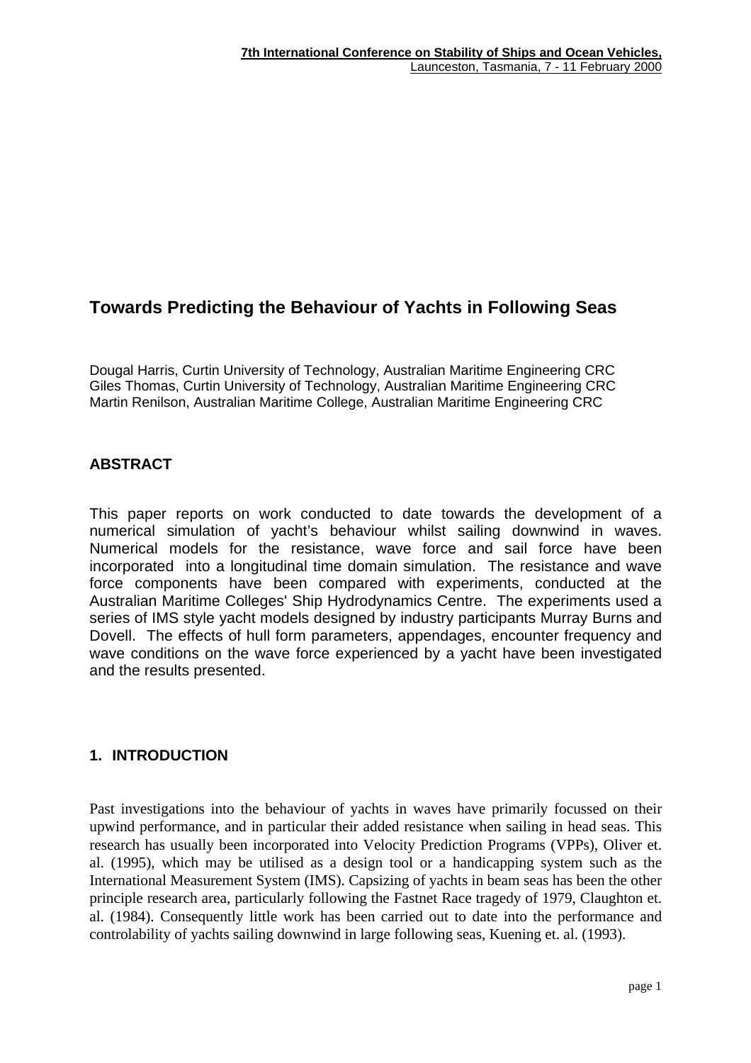# Towards Predicting the Behaviour of Yachts in Following Seas

Dougal Harris, Curtin University of Technology, Australian Maritime Engineering CRC
Giles Thomas, Curtin University of Technology, Australian Maritime Engineering CRC
Martin Renilson, Australian Maritime College, Australian Maritime Engineering CRC

## ABSTRACT

This paper reports on work conducted to date towards the development of a numerical simulation of yacht's behaviour whilst sailing downwind in waves. Numerical models for the resistance, wave force and sail force have been incorporated into a longitudinal time domain simulation. The resistance and wave force components have been compared with experiments, conducted at the Australian Maritime Colleges' Ship Hydrodynamics Centre. The experiments used a series of IMS style yacht models designed by industry participants Murray Burns and Dovell. The effects of hull form parameters, appendages, encounter frequency and wave conditions on the wave force experienced by a yacht have been investigated and the results presented.

## 1. INTRODUCTION

Past investigations into the behaviour of yachts in waves have primarily focussed on their upwind performance, and in particular their added resistance when sailing in head seas. This research has usually been incorporated into Velocity Prediction Programs (VPPs), Oliver et. al. (1995), which may be utilised as a design tool or a handicapping system such as the International Measurement System (IMS). Capsizing of yachts in beam seas has been the other principle research area, particularly following the Fastnet Race tragedy of 1979, Claughton et. al. (1984). Consequently little work has been carried out to date into the performance and controlability of yachts sailing downwind in large following seas, Kuening et. al. (1993).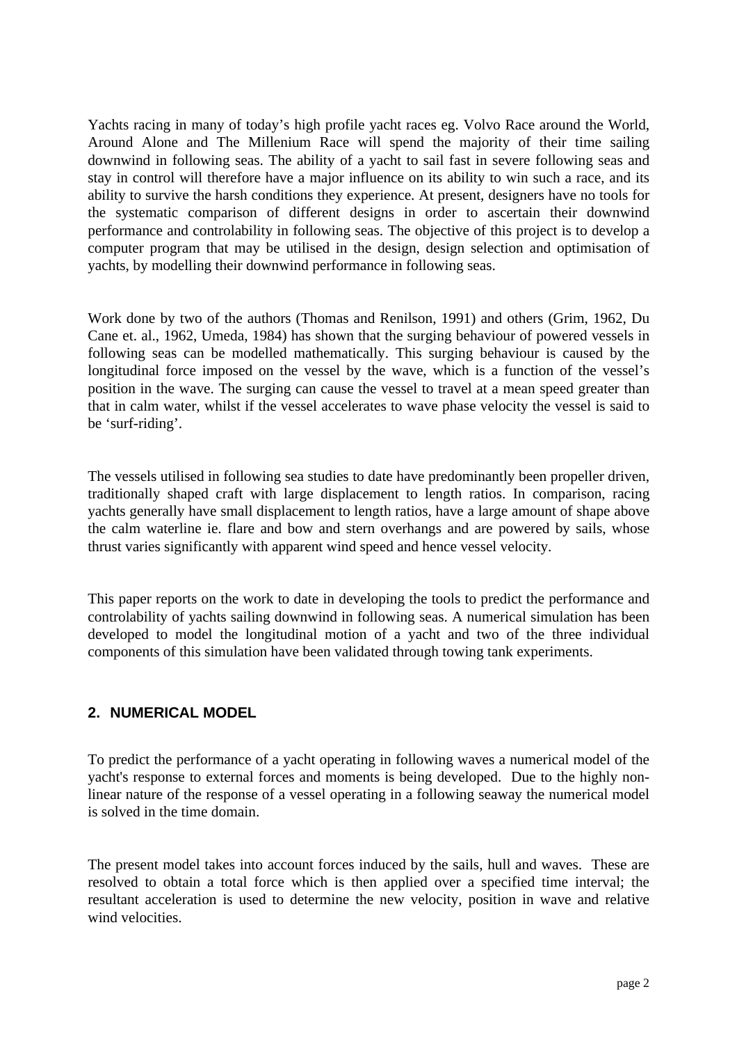Yachts racing in many of today's high profile yacht races eg. Volvo Race around the World, Around Alone and The Millenium Race will spend the majority of their time sailing downwind in following seas. The ability of a yacht to sail fast in severe following seas and stay in control will therefore have a major influence on its ability to win such a race, and its ability to survive the harsh conditions they experience. At present, designers have no tools for the systematic comparison of different designs in order to ascertain their downwind performance and controlability in following seas. The objective of this project is to develop a computer program that may be utilised in the design, design selection and optimisation of yachts, by modelling their downwind performance in following seas.

Work done by two of the authors (Thomas and Renilson, 1991) and others (Grim, 1962, Du Cane et. al., 1962, Umeda, 1984) has shown that the surging behaviour of powered vessels in following seas can be modelled mathematically. This surging behaviour is caused by the longitudinal force imposed on the vessel by the wave, which is a function of the vessel's position in the wave. The surging can cause the vessel to travel at a mean speed greater than that in calm water, whilst if the vessel accelerates to wave phase velocity the vessel is said to be 'surf-riding'.

The vessels utilised in following sea studies to date have predominantly been propeller driven, traditionally shaped craft with large displacement to length ratios. In comparison, racing yachts generally have small displacement to length ratios, have a large amount of shape above the calm waterline ie. flare and bow and stern overhangs and are powered by sails, whose thrust varies significantly with apparent wind speed and hence vessel velocity.

This paper reports on the work to date in developing the tools to predict the performance and controlability of yachts sailing downwind in following seas. A numerical simulation has been developed to model the longitudinal motion of a yacht and two of the three individual components of this simulation have been validated through towing tank experiments.

## 2. NUMERICAL MODEL

To predict the performance of a yacht operating in following waves a numerical model of the yacht's response to external forces and moments is being developed. Due to the highly non-linear nature of the response of a vessel operating in a following seaway the numerical model is solved in the time domain.

The present model takes into account forces induced by the sails, hull and waves. These are resolved to obtain a total force which is then applied over a specified time interval; the resultant acceleration is used to determine the new velocity, position in wave and relative wind velocities.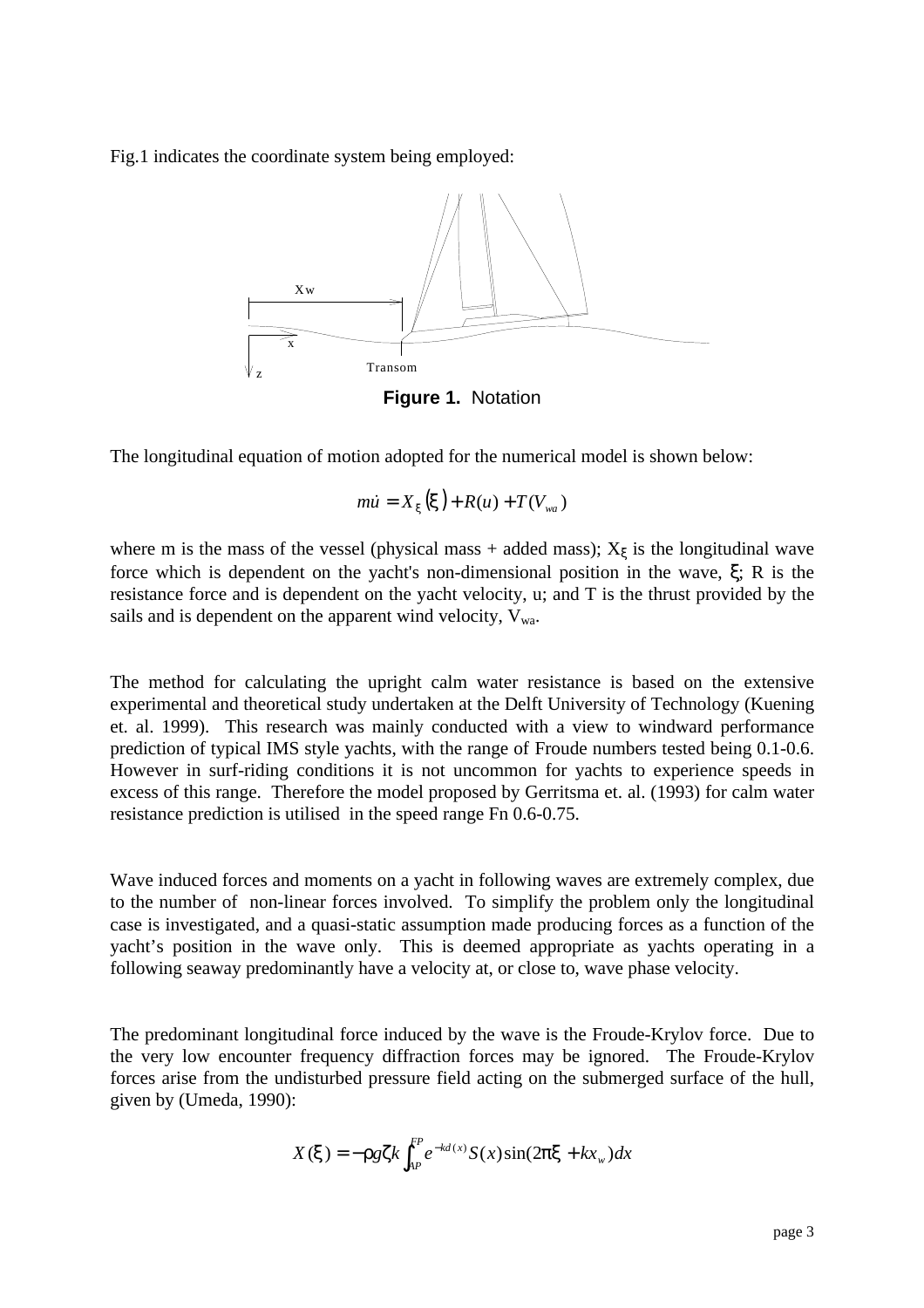Fig.1 indicates the coordinate system being employed:

**Figure 1.** Notation

The longitudinal equation of motion adopted for the numerical model is shown below:

$$m\dot{u} = X_{\xi}(\xi) + R(u) + T(V_{wa})$$

where m is the mass of the vessel (physical mass + added mass); $X_{\xi}$ is the longitudinal wave force which is dependent on the yacht's non-dimensional position in the wave, $\xi$; R is the resistance force and is dependent on the yacht velocity, u; and T is the thrust provided by the sails and is dependent on the apparent wind velocity, $V_{wa}$.

The method for calculating the upright calm water resistance is based on the extensive experimental and theoretical study undertaken at the Delft University of Technology (Kuening et. al. 1999). This research was mainly conducted with a view to windward performance prediction of typical IMS style yachts, with the range of Froude numbers tested being 0.1-0.6. However in surf-riding conditions it is not uncommon for yachts to experience speeds in excess of this range. Therefore the model proposed by Gerritsma et. al. (1993) for calm water resistance prediction is utilised in the speed range Fn 0.6-0.75.

Wave induced forces and moments on a yacht in following waves are extremely complex, due to the number of non-linear forces involved. To simplify the problem only the longitudinal case is investigated, and a quasi-static assumption made producing forces as a function of the yacht's position in the wave only. This is deemed appropriate as yachts operating in a following seaway predominantly have a velocity at, or close to, wave phase velocity.

The predominant longitudinal force induced by the wave is the Froude-Krylov force. Due to the very low encounter frequency diffraction forces may be ignored. The Froude-Krylov forces arise from the undisturbed pressure field acting on the submerged surface of the hull, given by (Umeda, 1990):

$$X(\xi) = -\rho g \zeta k \int_{AP}^{FP} e^{-kd(x)} S(x) \sin(2\pi\xi + kx_w) dx$$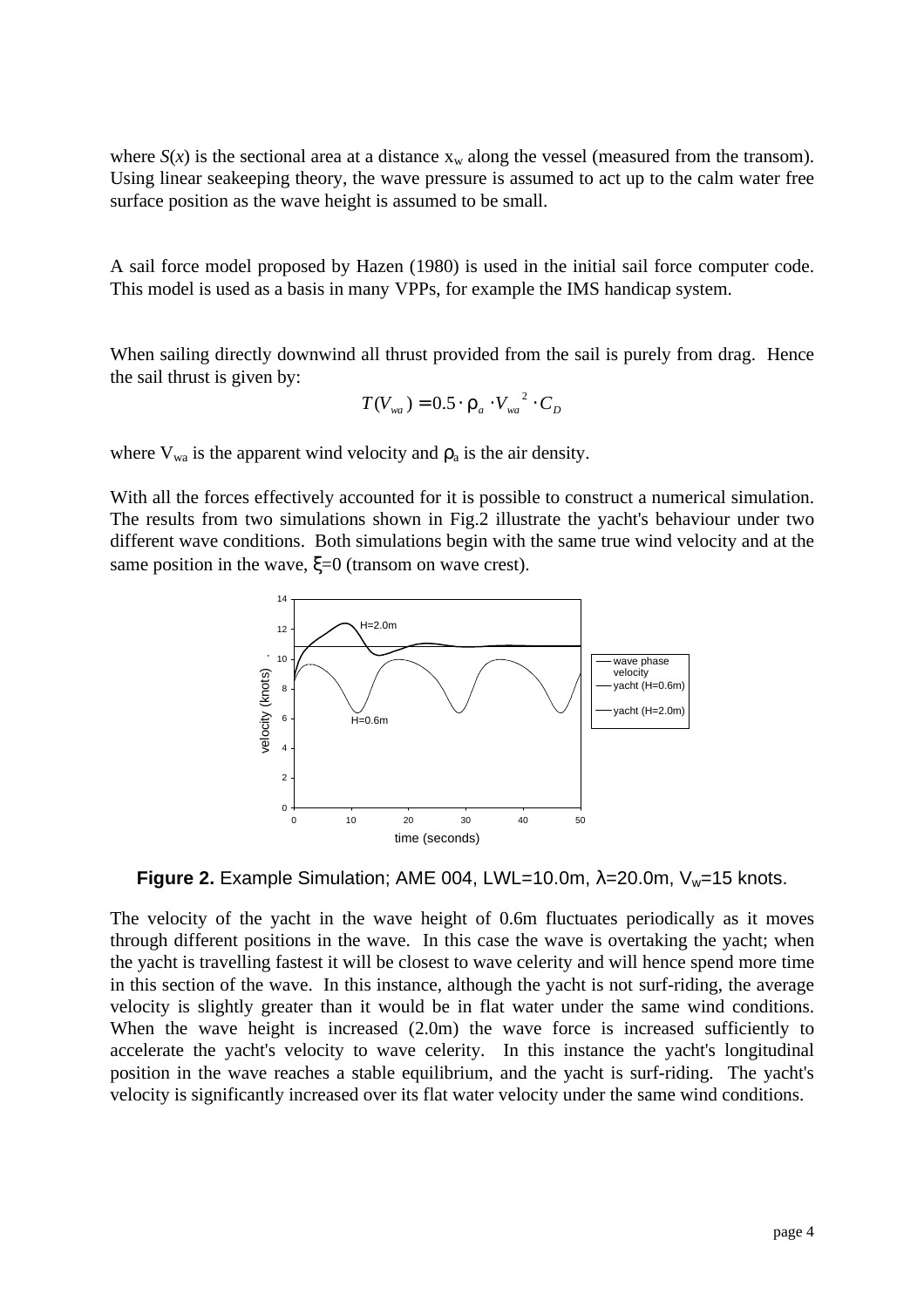where $S(x)$ is the sectional area at a distance $x_w$ along the vessel (measured from the transom). Using linear seakeeping theory, the wave pressure is assumed to act up to the calm water free surface position as the wave height is assumed to be small.

A sail force model proposed by Hazen (1980) is used in the initial sail force computer code. This model is used as a basis in many VPPs, for example the IMS handicap system.

When sailing directly downwind all thrust provided from the sail is purely from drag. Hence the sail thrust is given by:

$$T(V_{wa}) = 0.5 \cdot \rho_a \cdot V_{wa}^{\ 2} \cdot C_D$$

where $V_{wa}$ is the apparent wind velocity and $\rho_a$ is the air density.

With all the forces effectively accounted for it is possible to construct a numerical simulation. The results from two simulations shown in Fig.2 illustrate the yacht's behaviour under two different wave conditions. Both simulations begin with the same true wind velocity and at the same position in the wave, $\xi$=0 (transom on wave crest).

**Figure 2.** Example Simulation; AME 004, LWL=10.0m, $\lambda$=20.0m, $V_w$=15 knots.

The velocity of the yacht in the wave height of 0.6m fluctuates periodically as it moves through different positions in the wave. In this case the wave is overtaking the yacht; when the yacht is travelling fastest it will be closest to wave celerity and will hence spend more time in this section of the wave. In this instance, although the yacht is not surf-riding, the average velocity is slightly greater than it would be in flat water under the same wind conditions. When the wave height is increased (2.0m) the wave force is increased sufficiently to accelerate the yacht's velocity to wave celerity. In this instance the yacht's longitudinal position in the wave reaches a stable equilibrium, and the yacht is surf-riding. The yacht's velocity is significantly increased over its flat water velocity under the same wind conditions.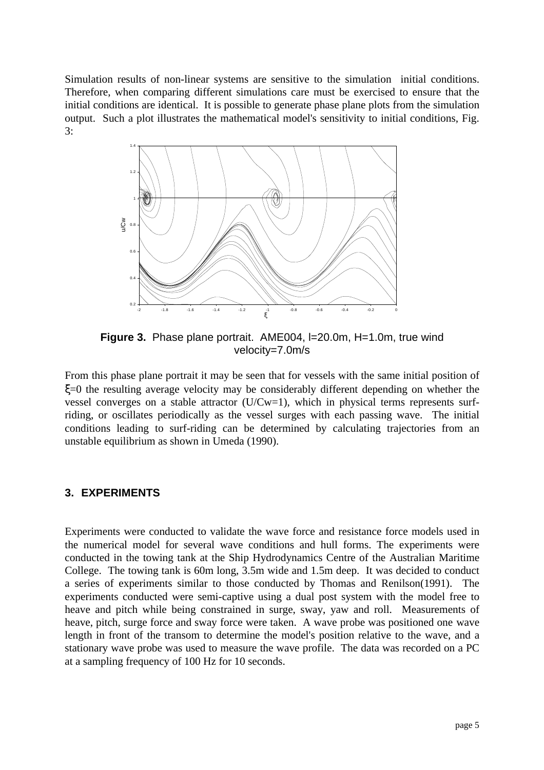Simulation results of non-linear systems are sensitive to the simulation initial conditions. Therefore, when comparing different simulations care must be exercised to ensure that the initial conditions are identical. It is possible to generate phase plane plots from the simulation output. Such a plot illustrates the mathematical model's sensitivity to initial conditions, Fig. 3:

**Figure 3.** Phase plane portrait. AME004, l=20.0m, H=1.0m, true wind velocity=7.0m/s

From this phase plane portrait it may be seen that for vessels with the same initial position of $\xi$=0 the resulting average velocity may be considerably different depending on whether the vessel converges on a stable attractor (U/Cw=1), which in physical terms represents surf-riding, or oscillates periodically as the vessel surges with each passing wave. The initial conditions leading to surf-riding can be determined by calculating trajectories from an unstable equilibrium as shown in Umeda (1990).

## 3. EXPERIMENTS

Experiments were conducted to validate the wave force and resistance force models used in the numerical model for several wave conditions and hull forms. The experiments were conducted in the towing tank at the Ship Hydrodynamics Centre of the Australian Maritime College. The towing tank is 60m long, 3.5m wide and 1.5m deep. It was decided to conduct a series of experiments similar to those conducted by Thomas and Renilson(1991). The experiments conducted were semi-captive using a dual post system with the model free to heave and pitch while being constrained in surge, sway, yaw and roll. Measurements of heave, pitch, surge force and sway force were taken. A wave probe was positioned one wave length in front of the transom to determine the model's position relative to the wave, and a stationary wave probe was used to measure the wave profile. The data was recorded on a PC at a sampling frequency of 100 Hz for 10 seconds.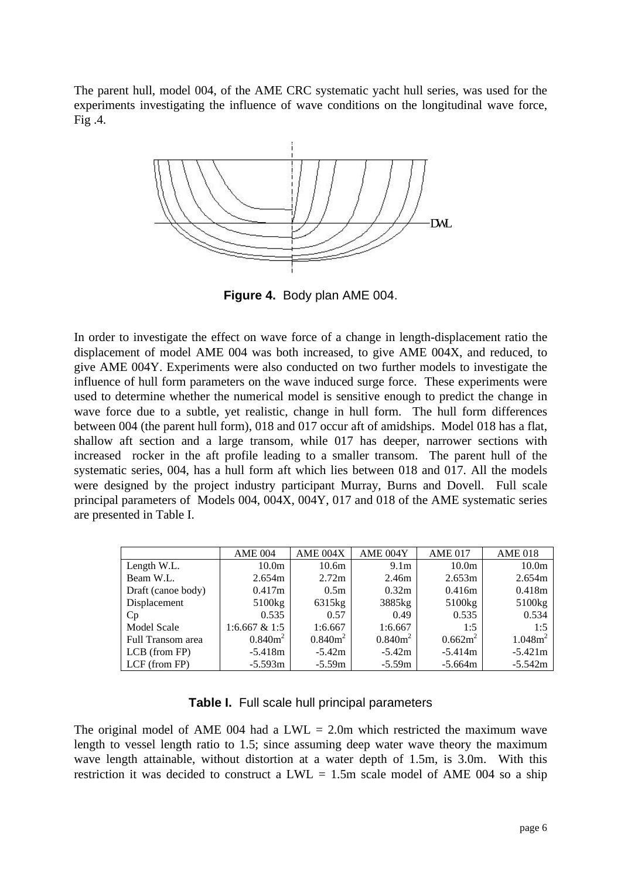The parent hull, model 004, of the AME CRC systematic yacht hull series, was used for the experiments investigating the influence of wave conditions on the longitudinal wave force, Fig .4.

**Figure 4.** Body plan AME 004.

In order to investigate the effect on wave force of a change in length-displacement ratio the displacement of model AME 004 was both increased, to give AME 004X, and reduced, to give AME 004Y. Experiments were also conducted on two further models to investigate the influence of hull form parameters on the wave induced surge force. These experiments were used to determine whether the numerical model is sensitive enough to predict the change in wave force due to a subtle, yet realistic, change in hull form. The hull form differences between 004 (the parent hull form), 018 and 017 occur aft of amidships. Model 018 has a flat, shallow aft section and a large transom, while 017 has deeper, narrower sections with increased rocker in the aft profile leading to a smaller transom. The parent hull of the systematic series, 004, has a hull form aft which lies between 018 and 017. All the models were designed by the project industry participant Murray, Burns and Dovell. Full scale principal parameters of Models 004, 004X, 004Y, 017 and 018 of the AME systematic series are presented in Table I.

| | AME 004 | AME 004X | AME 004Y | AME 017 | AME 018 |
|---|---|---|---|---|---|
| Length W.L. | 10.0m | 10.6m | 9.1m | 10.0m | 10.0m |
| Beam W.L. | 2.654m | 2.72m | 2.46m | 2.653m | 2.654m |
| Draft (canoe body) | 0.417m | 0.5m | 0.32m | 0.416m | 0.418m |
| Displacement | 5100kg | 6315kg | 3885kg | 5100kg | 5100kg |
| Cp | 0.535 | 0.57 | 0.49 | 0.535 | 0.534 |
| Model Scale | 1:6.667 & 1:5 | 1:6.667 | 1:6.667 | 1:5 | 1:5 |
| Full Transom area | 0.840m$^2$ | 0.840m$^2$ | 0.840m$^2$ | 0.662m$^2$ | 1.048m$^2$ |
| LCB (from FP) | -5.418m | -5.42m | -5.42m | -5.414m | -5.421m |
| LCF (from FP) | -5.593m | -5.59m | -5.59m | -5.664m | -5.542m |

**Table I.** Full scale hull principal parameters

The original model of AME 004 had a LWL = 2.0m which restricted the maximum wave length to vessel length ratio to 1.5; since assuming deep water wave theory the maximum wave length attainable, without distortion at a water depth of 1.5m, is 3.0m. With this restriction it was decided to construct a LWL = 1.5m scale model of AME 004 so a ship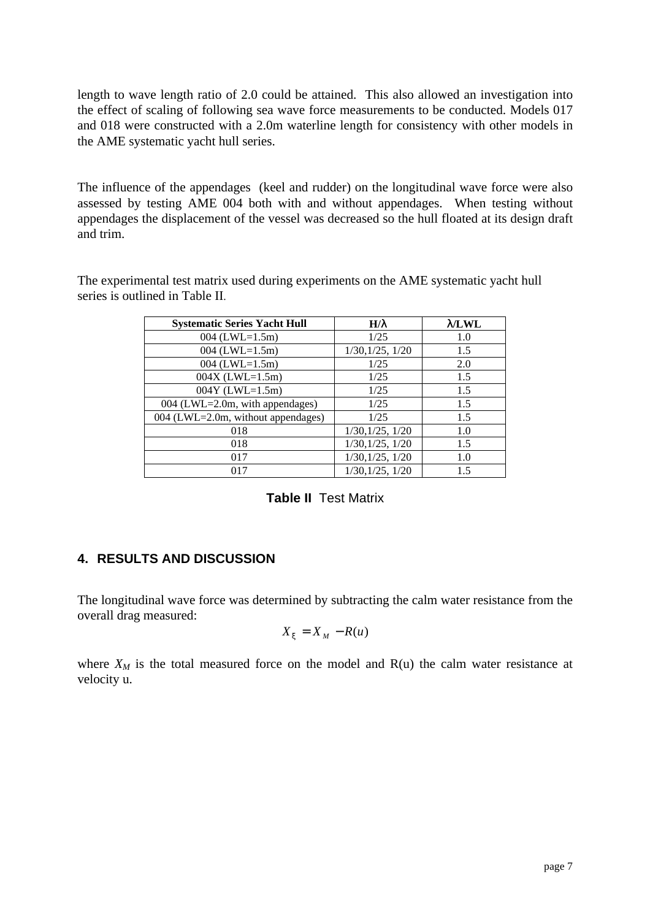length to wave length ratio of 2.0 could be attained. This also allowed an investigation into the effect of scaling of following sea wave force measurements to be conducted. Models 017 and 018 were constructed with a 2.0m waterline length for consistency with other models in the AME systematic yacht hull series.

The influence of the appendages (keel and rudder) on the longitudinal wave force were also assessed by testing AME 004 both with and without appendages. When testing without appendages the displacement of the vessel was decreased so the hull floated at its design draft and trim.

The experimental test matrix used during experiments on the AME systematic yacht hull series is outlined in Table II.

| Systematic Series Yacht Hull | H/λ | λ/LWL |
|---|---|---|
| 004 (LWL=1.5m) | 1/25 | 1.0 |
| 004 (LWL=1.5m) | 1/30,1/25, 1/20 | 1.5 |
| 004 (LWL=1.5m) | 1/25 | 2.0 |
| 004X (LWL=1.5m) | 1/25 | 1.5 |
| 004Y (LWL=1.5m) | 1/25 | 1.5 |
| 004 (LWL=2.0m, with appendages) | 1/25 | 1.5 |
| 004 (LWL=2.0m, without appendages) | 1/25 | 1.5 |
| 018 | 1/30,1/25, 1/20 | 1.0 |
| 018 | 1/30,1/25, 1/20 | 1.5 |
| 017 | 1/30,1/25, 1/20 | 1.0 |
| 017 | 1/30,1/25, 1/20 | 1.5 |

**Table II** Test Matrix

## 4. RESULTS AND DISCUSSION

The longitudinal wave force was determined by subtracting the calm water resistance from the overall drag measured:

$$X_{\xi} = X_{M} - R(u)$$

where $X_M$ is the total measured force on the model and R(u) the calm water resistance at velocity u.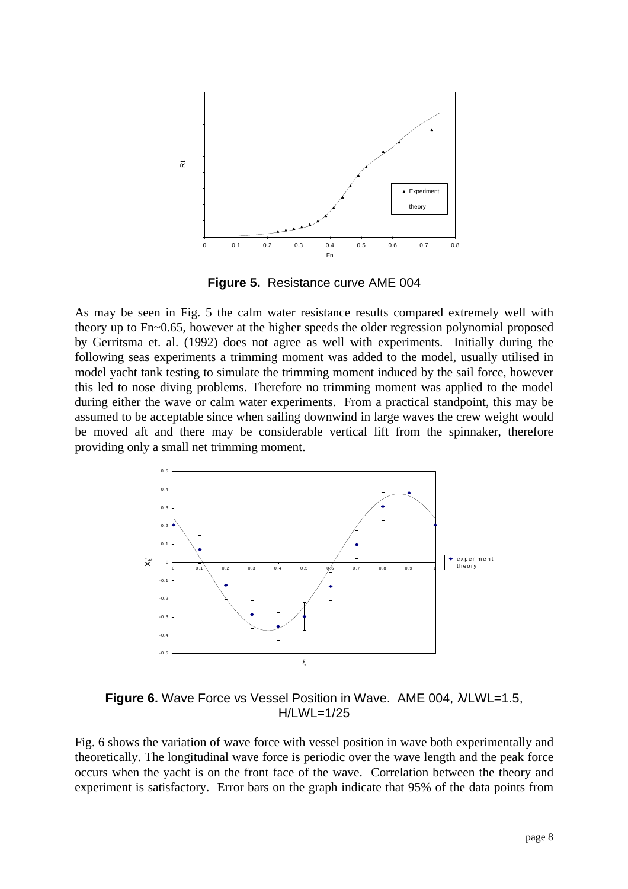**Figure 5.** Resistance curve AME 004

As may be seen in Fig. 5 the calm water resistance results compared extremely well with theory up to Fn~0.65, however at the higher speeds the older regression polynomial proposed by Gerritsma et. al. (1992) does not agree as well with experiments. Initially during the following seas experiments a trimming moment was added to the model, usually utilised in model yacht tank testing to simulate the trimming moment induced by the sail force, however this led to nose diving problems. Therefore no trimming moment was applied to the model during either the wave or calm water experiments. From a practical standpoint, this may be assumed to be acceptable since when sailing downwind in large waves the crew weight would be moved aft and there may be considerable vertical lift from the spinnaker, therefore providing only a small net trimming moment.

**Figure 6.** Wave Force vs Vessel Position in Wave. AME 004, $\lambda$/LWL=1.5, H/LWL=1/25

Fig. 6 shows the variation of wave force with vessel position in wave both experimentally and theoretically. The longitudinal wave force is periodic over the wave length and the peak force occurs when the yacht is on the front face of the wave. Correlation between the theory and experiment is satisfactory. Error bars on the graph indicate that 95% of the data points from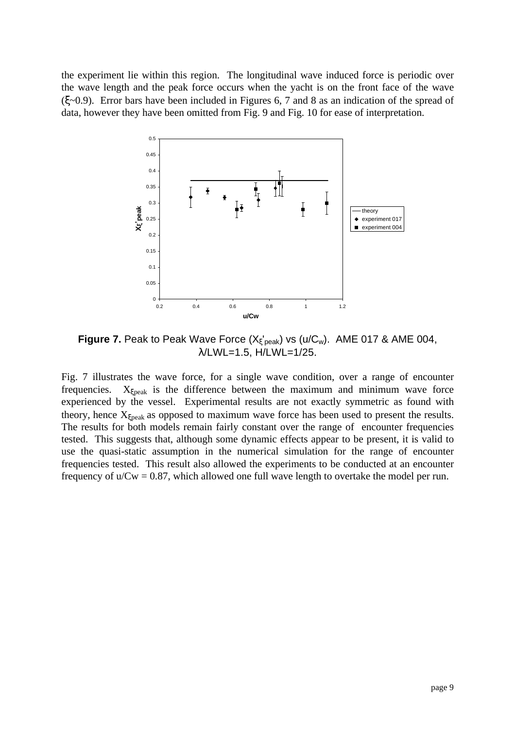the experiment lie within this region. The longitudinal wave induced force is periodic over the wave length and the peak force occurs when the yacht is on the front face of the wave ($\xi$~0.9). Error bars have been included in Figures 6, 7 and 8 as an indication of the spread of data, however they have been omitted from Fig. 9 and Fig. 10 for ease of interpretation.

**Figure 7.** Peak to Peak Wave Force ($X_{\xi}'_{peak}$) vs ($u/C_w$). AME 017 & AME 004, $\lambda$/LWL=1.5, H/LWL=1/25.

Fig. 7 illustrates the wave force, for a single wave condition, over a range of encounter frequencies. $X_{\xi peak}$ is the difference between the maximum and minimum wave force experienced by the vessel. Experimental results are not exactly symmetric as found with theory, hence $X_{\xi peak}$ as opposed to maximum wave force has been used to present the results. The results for both models remain fairly constant over the range of encounter frequencies tested. This suggests that, although some dynamic effects appear to be present, it is valid to use the quasi-static assumption in the numerical simulation for the range of encounter frequencies tested. This result also allowed the experiments to be conducted at an encounter frequency of u/Cw = 0.87, which allowed one full wave length to overtake the model per run.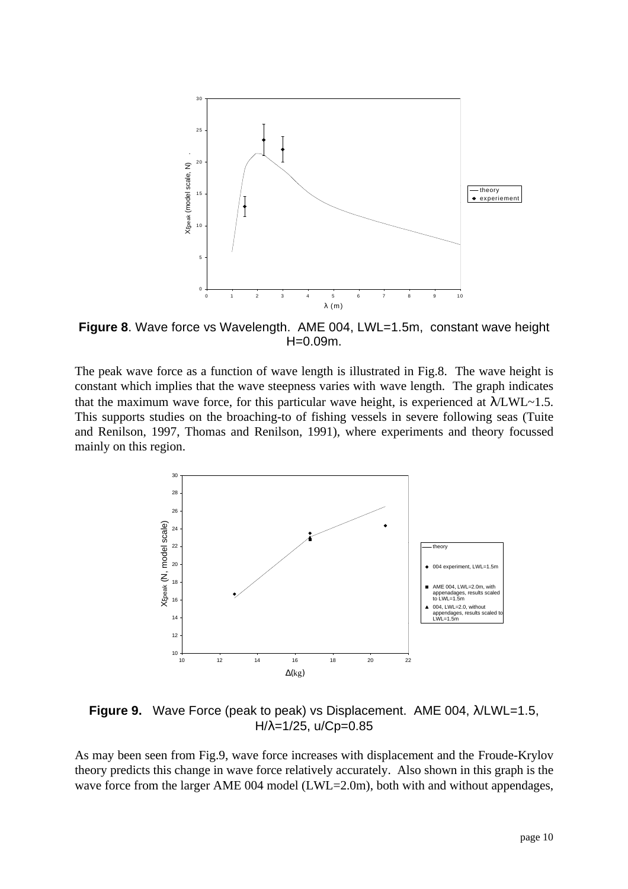**Figure 8**. Wave force vs Wavelength. AME 004, LWL=1.5m, constant wave height H=0.09m.

The peak wave force as a function of wave length is illustrated in Fig.8. The wave height is constant which implies that the wave steepness varies with wave length. The graph indicates that the maximum wave force, for this particular wave height, is experienced at $\lambda$/LWL~1.5. This supports studies on the broaching-to of fishing vessels in severe following seas (Tuite and Renilson, 1997, Thomas and Renilson, 1991), where experiments and theory focussed mainly on this region.

**Figure 9.** Wave Force (peak to peak) vs Displacement. AME 004, $\lambda$/LWL=1.5, H/$\lambda$=1/25, u/Cp=0.85

As may been seen from Fig.9, wave force increases with displacement and the Froude-Krylov theory predicts this change in wave force relatively accurately. Also shown in this graph is the wave force from the larger AME 004 model (LWL=2.0m), both with and without appendages,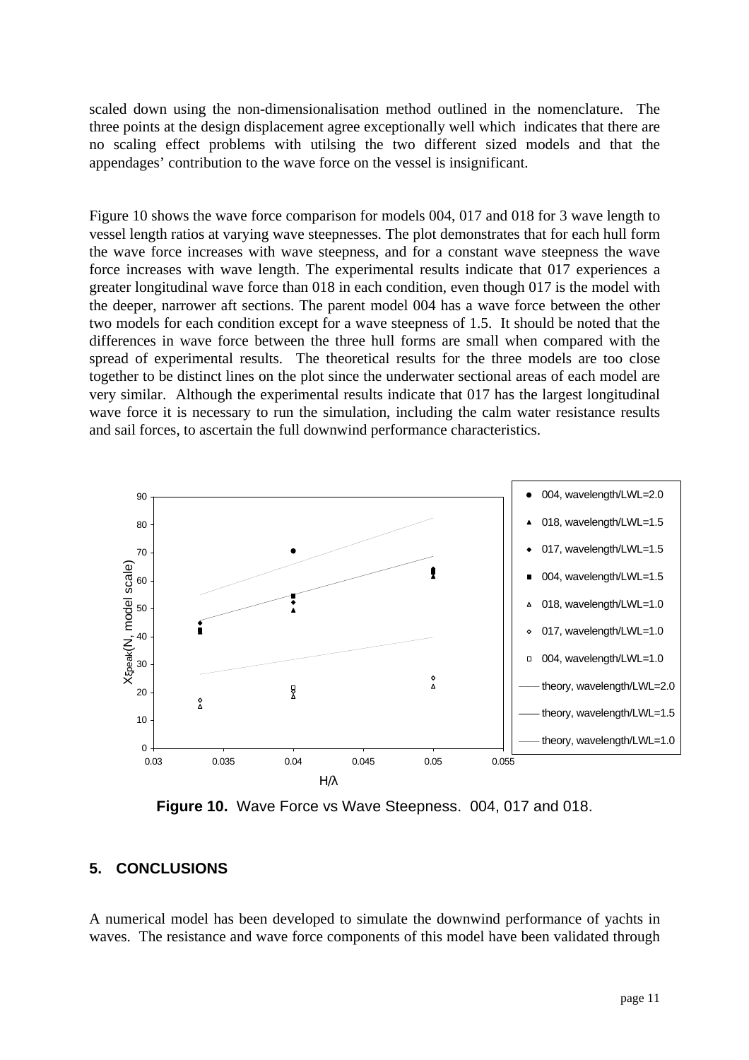scaled down using the non-dimensionalisation method outlined in the nomenclature. The three points at the design displacement agree exceptionally well which indicates that there are no scaling effect problems with utilsing the two different sized models and that the appendages' contribution to the wave force on the vessel is insignificant.

Figure 10 shows the wave force comparison for models 004, 017 and 018 for 3 wave length to vessel length ratios at varying wave steepnesses. The plot demonstrates that for each hull form the wave force increases with wave steepness, and for a constant wave steepness the wave force increases with wave length. The experimental results indicate that 017 experiences a greater longitudinal wave force than 018 in each condition, even though 017 is the model with the deeper, narrower aft sections. The parent model 004 has a wave force between the other two models for each condition except for a wave steepness of 1.5. It should be noted that the differences in wave force between the three hull forms are small when compared with the spread of experimental results. The theoretical results for the three models are too close together to be distinct lines on the plot since the underwater sectional areas of each model are very similar. Although the experimental results indicate that 017 has the largest longitudinal wave force it is necessary to run the simulation, including the calm water resistance results and sail forces, to ascertain the full downwind performance characteristics.

**Figure 10.** Wave Force vs Wave Steepness. 004, 017 and 018.

## 5. CONCLUSIONS

A numerical model has been developed to simulate the downwind performance of yachts in waves. The resistance and wave force components of this model have been validated through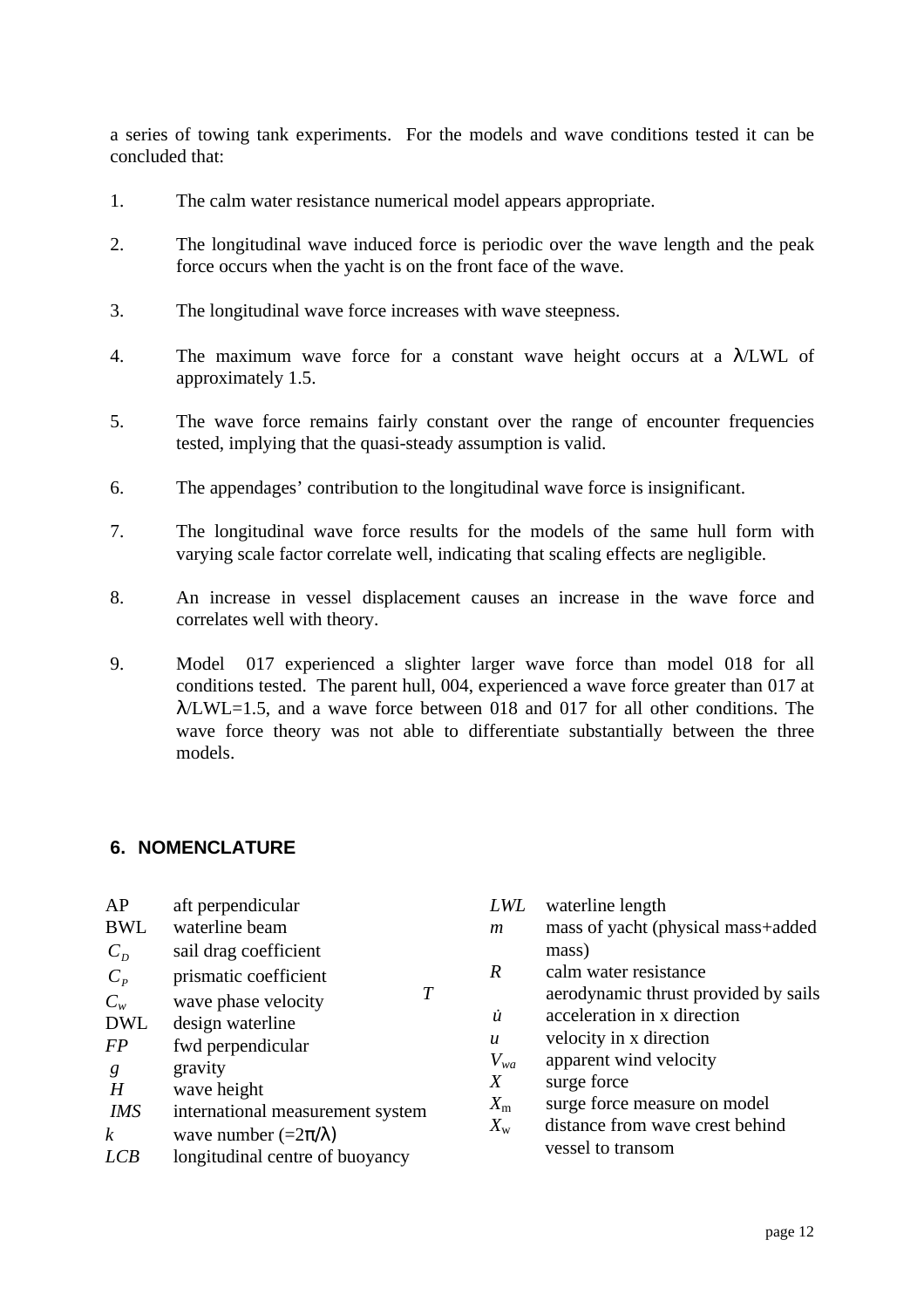a series of towing tank experiments. For the models and wave conditions tested it can be concluded that:

1. The calm water resistance numerical model appears appropriate.

2. The longitudinal wave induced force is periodic over the wave length and the peak force occurs when the yacht is on the front face of the wave.

3. The longitudinal wave force increases with wave steepness.

4. The maximum wave force for a constant wave height occurs at a $\lambda$/LWL of approximately 1.5.

5. The wave force remains fairly constant over the range of encounter frequencies tested, implying that the quasi-steady assumption is valid.

6. The appendages' contribution to the longitudinal wave force is insignificant.

7. The longitudinal wave force results for the models of the same hull form with varying scale factor correlate well, indicating that scaling effects are negligible.

8. An increase in vessel displacement causes an increase in the wave force and correlates well with theory.

9. Model 017 experienced a slighter larger wave force than model 018 for all conditions tested. The parent hull, 004, experienced a wave force greater than 017 at $\lambda$/LWL=1.5, and a wave force between 018 and 017 for all other conditions. The wave force theory was not able to differentiate substantially between the three models.

## 6. NOMENCLATURE

| | |
|---|---|
| AP | aft perpendicular |
| BWL | waterline beam |
| $C_D$ | sail drag coefficient |
| $C_P$ | prismatic coefficient |
| $C_w$ | wave phase velocity |
| DWL | design waterline |
| *FP* | fwd perpendicular |
| $g$ | gravity |
| $H$ | wave height |
| *IMS* | international measurement system |
| $k$ | wave number ($=2\pi/\lambda$) |
| *LCB* | longitudinal centre of buoyancy |
| *LWL* | waterline length |
| $m$ | mass of yacht (physical mass+added mass) |
| $R$ | calm water resistance |
| $T$ | aerodynamic thrust provided by sails |
| $\dot{u}$ | acceleration in x direction |
| $u$ | velocity in x direction |
| $V_{wa}$ | apparent wind velocity |
| $X$ | surge force |
| $X_m$ | surge force measure on model |
| $X_w$ | distance from wave crest behind vessel to transom |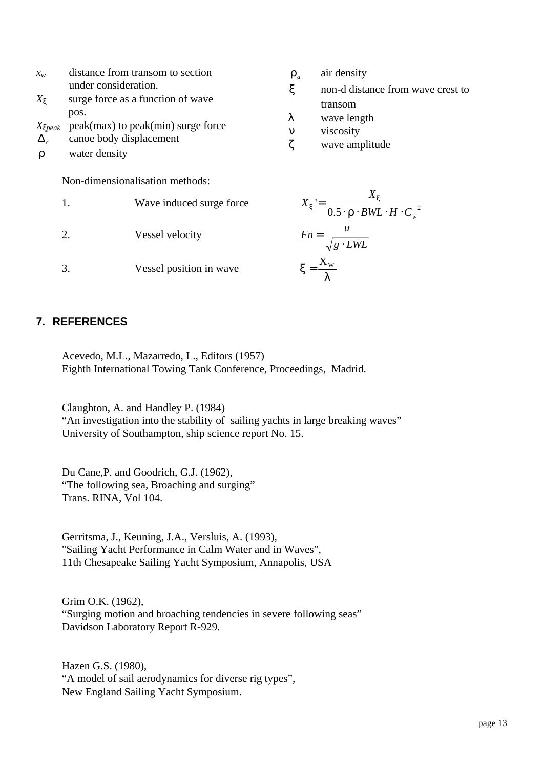$x_w$ distance from transom to section under consideration.

$X_\xi$ surge force as a function of wave pos.

$X_{\xi peak}$ peak(max) to peak(min) surge force

$\Delta_c$ canoe body displacement

$\rho$ water density

$\rho_a$ air density

$\xi$ non-d distance from wave crest to transom

$\lambda$ wave length

$\nu$ viscosity

$\zeta$ wave amplitude

Non-dimensionalisation methods:

1. Wave induced surge force $$X_\xi' = \frac{X_\xi}{0.5 \cdot \rho \cdot BWL \cdot H \cdot C_w^{\ 2}}$$

2. Vessel velocity $$Fn = \frac{u}{\sqrt{g \cdot LWL}}$$

3. Vessel position in wave $$\xi = \frac{X_W}{\lambda}$$

## 7. REFERENCES

Acevedo, M.L., Mazarredo, L., Editors (1957)
Eighth International Towing Tank Conference, Proceedings, Madrid.

Claughton, A. and Handley P. (1984)
"An investigation into the stability of sailing yachts in large breaking waves"
University of Southampton, ship science report No. 15.

Du Cane,P. and Goodrich, G.J. (1962),
"The following sea, Broaching and surging"
Trans. RINA, Vol 104.

Gerritsma, J., Keuning, J.A., Versluis, A. (1993),
"Sailing Yacht Performance in Calm Water and in Waves",
11th Chesapeake Sailing Yacht Symposium, Annapolis, USA

Grim O.K. (1962),
"Surging motion and broaching tendencies in severe following seas"
Davidson Laboratory Report R-929.

Hazen G.S. (1980),
"A model of sail aerodynamics for diverse rig types",
New England Sailing Yacht Symposium.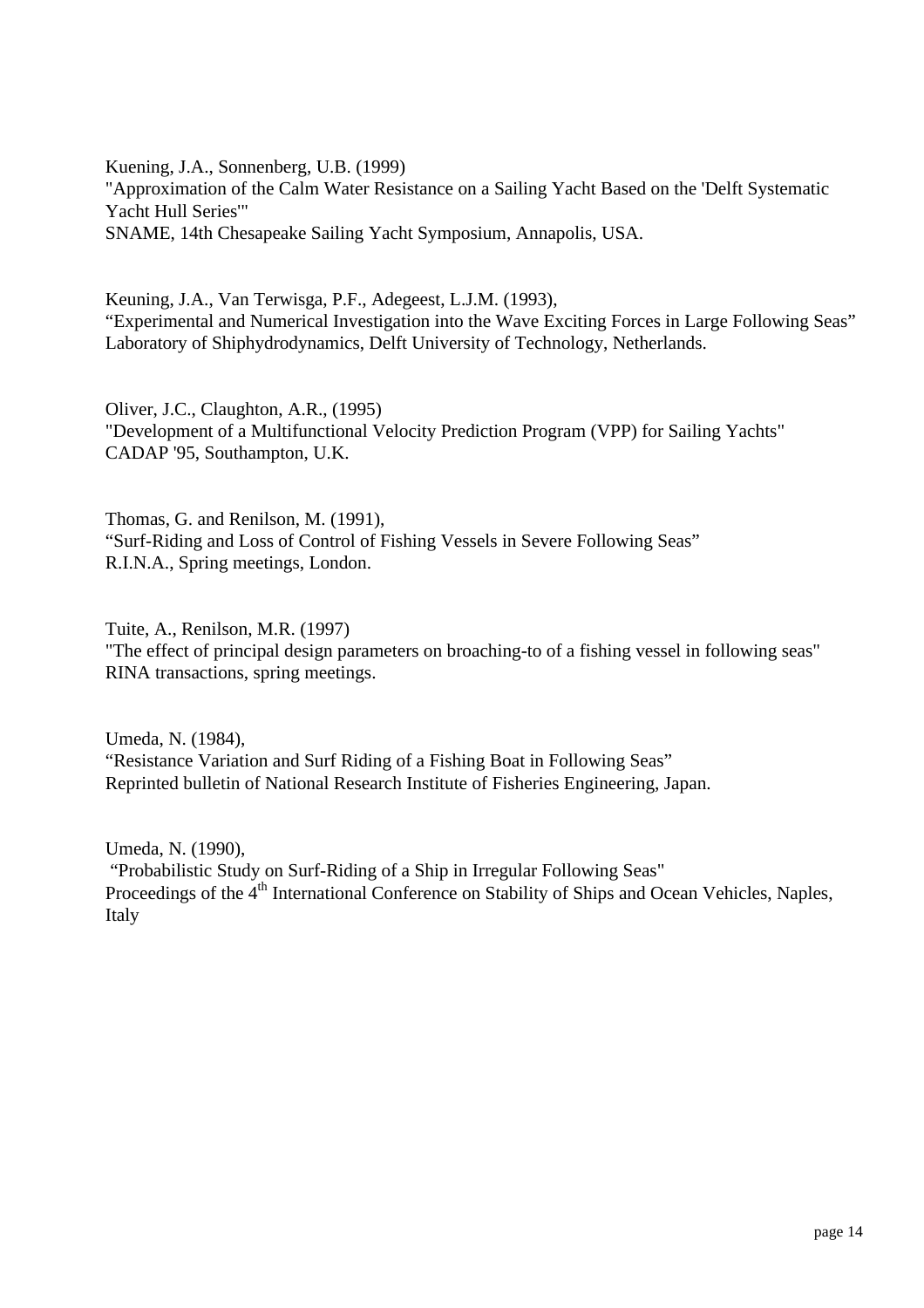Kuening, J.A., Sonnenberg, U.B. (1999)
"Approximation of the Calm Water Resistance on a Sailing Yacht Based on the 'Delft Systematic Yacht Hull Series'"
SNAME, 14th Chesapeake Sailing Yacht Symposium, Annapolis, USA.

Keuning, J.A., Van Terwisga, P.F., Adegeest, L.J.M. (1993),
“Experimental and Numerical Investigation into the Wave Exciting Forces in Large Following Seas”
Laboratory of Shiphydrodynamics, Delft University of Technology, Netherlands.

Oliver, J.C., Claughton, A.R., (1995)
"Development of a Multifunctional Velocity Prediction Program (VPP) for Sailing Yachts"
CADAP '95, Southampton, U.K.

Thomas, G. and Renilson, M. (1991),
“Surf-Riding and Loss of Control of Fishing Vessels in Severe Following Seas”
R.I.N.A., Spring meetings, London.

Tuite, A., Renilson, M.R. (1997)
"The effect of principal design parameters on broaching-to of a fishing vessel in following seas"
RINA transactions, spring meetings.

Umeda, N. (1984),
“Resistance Variation and Surf Riding of a Fishing Boat in Following Seas”
Reprinted bulletin of National Research Institute of Fisheries Engineering, Japan.

Umeda, N. (1990),
“Probabilistic Study on Surf-Riding of a Ship in Irregular Following Seas"
Proceedings of the 4th International Conference on Stability of Ships and Ocean Vehicles, Naples, Italy